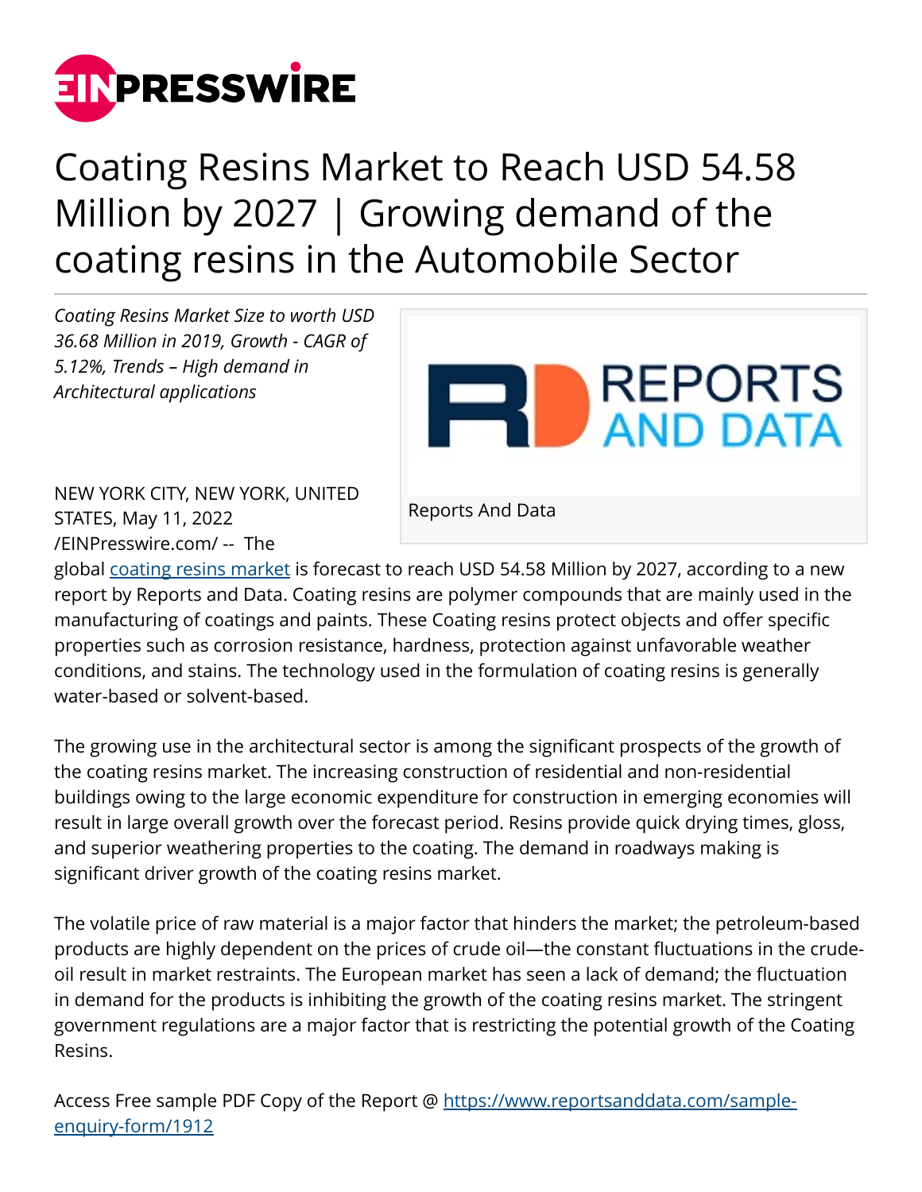# Coating Resins Market to Reach USD 54.58 Million by 2027 | Growing demand of the coating resins in the Automobile Sector

*Coating Resins Market Size to worth USD 36.68 Million in 2019, Growth - CAGR of 5.12%, Trends – High demand in Architectural applications*

Reports And Data

NEW YORK CITY, NEW YORK, UNITED STATES, May 11, 2022 /EINPresswire.com/ -- The global [coating resins market](coating resins market) is forecast to reach USD 54.58 Million by 2027, according to a new report by Reports and Data. Coating resins are polymer compounds that are mainly used in the manufacturing of coatings and paints. These Coating resins protect objects and offer specific properties such as corrosion resistance, hardness, protection against unfavorable weather conditions, and stains. The technology used in the formulation of coating resins is generally water-based or solvent-based.

The growing use in the architectural sector is among the significant prospects of the growth of the coating resins market. The increasing construction of residential and non-residential buildings owing to the large economic expenditure for construction in emerging economies will result in large overall growth over the forecast period. Resins provide quick drying times, gloss, and superior weathering properties to the coating. The demand in roadways making is significant driver growth of the coating resins market.

The volatile price of raw material is a major factor that hinders the market; the petroleum-based products are highly dependent on the prices of crude oil—the constant fluctuations in the crude-oil result in market restraints. The European market has seen a lack of demand; the fluctuation in demand for the products is inhibiting the growth of the coating resins market. The stringent government regulations are a major factor that is restricting the potential growth of the Coating Resins.

Access Free sample PDF Copy of the Report @ https://www.reportsanddata.com/sample-enquiry-form/1912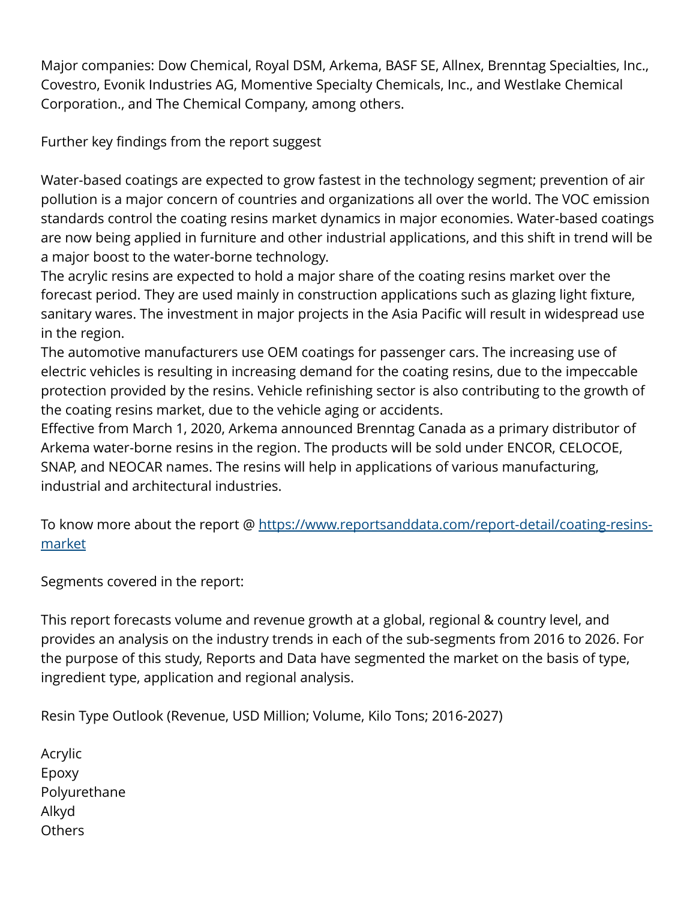Major companies: Dow Chemical, Royal DSM, Arkema, BASF SE, Allnex, Brenntag Specialties, Inc., Covestro, Evonik Industries AG, Momentive Specialty Chemicals, Inc., and Westlake Chemical Corporation., and The Chemical Company, among others.

Further key findings from the report suggest

Water-based coatings are expected to grow fastest in the technology segment; prevention of air pollution is a major concern of countries and organizations all over the world. The VOC emission standards control the coating resins market dynamics in major economies. Water-based coatings are now being applied in furniture and other industrial applications, and this shift in trend will be a major boost to the water-borne technology.
The acrylic resins are expected to hold a major share of the coating resins market over the forecast period. They are used mainly in construction applications such as glazing light fixture, sanitary wares. The investment in major projects in the Asia Pacific will result in widespread use in the region.
The automotive manufacturers use OEM coatings for passenger cars. The increasing use of electric vehicles is resulting in increasing demand for the coating resins, due to the impeccable protection provided by the resins. Vehicle refinishing sector is also contributing to the growth of the coating resins market, due to the vehicle aging or accidents.
Effective from March 1, 2020, Arkema announced Brenntag Canada as a primary distributor of Arkema water-borne resins in the region. The products will be sold under ENCOR, CELOCOE, SNAP, and NEOCAR names. The resins will help in applications of various manufacturing, industrial and architectural industries.

To know more about the report @ [https://www.reportsanddata.com/report-detail/coating-resins-market](https://www.reportsanddata.com/report-detail/coating-resins-market)

Segments covered in the report:

This report forecasts volume and revenue growth at a global, regional & country level, and provides an analysis on the industry trends in each of the sub-segments from 2016 to 2026. For the purpose of this study, Reports and Data have segmented the market on the basis of type, ingredient type, application and regional analysis.

Resin Type Outlook (Revenue, USD Million; Volume, Kilo Tons; 2016-2027)

Acrylic
Epoxy
Polyurethane
Alkyd
Others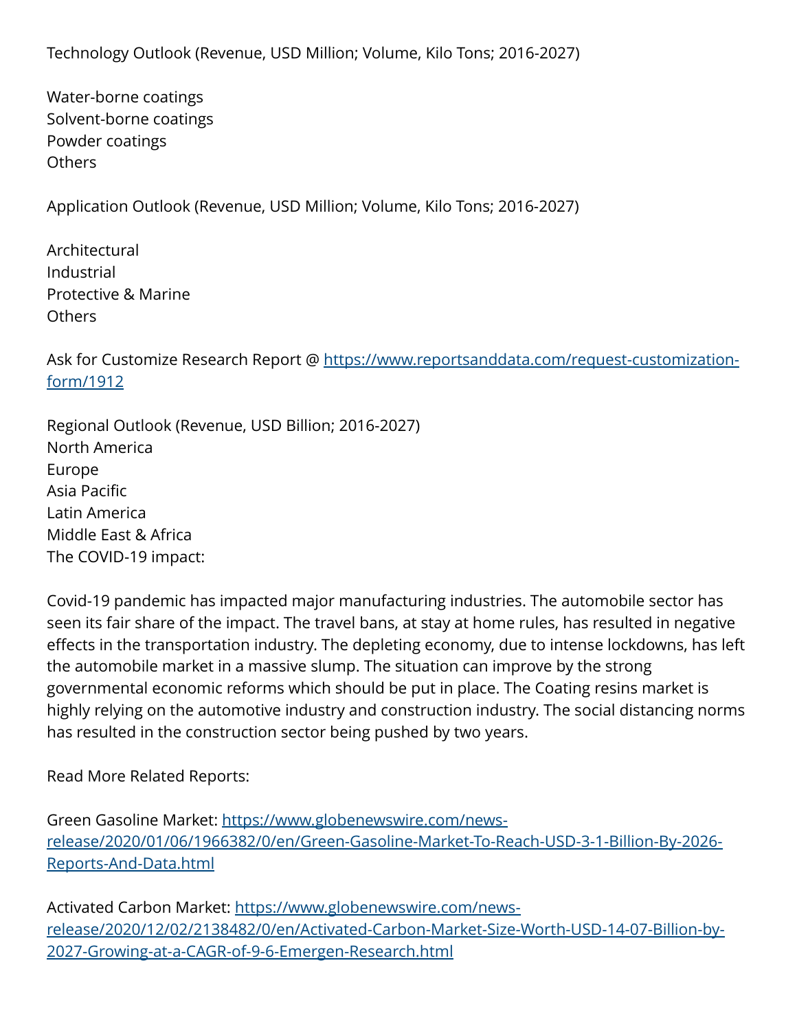Technology Outlook (Revenue, USD Million; Volume, Kilo Tons; 2016-2027)

Water-borne coatings
Solvent-borne coatings
Powder coatings
Others

Application Outlook (Revenue, USD Million; Volume, Kilo Tons; 2016-2027)

Architectural
Industrial
Protective & Marine
Others

Ask for Customize Research Report @ [https://www.reportsanddata.com/request-customization-form/1912](https://www.reportsanddata.com/request-customization-form/1912)

Regional Outlook (Revenue, USD Billion; 2016-2027)
North America
Europe
Asia Pacific
Latin America
Middle East & Africa
The COVID-19 impact:

Covid-19 pandemic has impacted major manufacturing industries. The automobile sector has seen its fair share of the impact. The travel bans, at stay at home rules, has resulted in negative effects in the transportation industry. The depleting economy, due to intense lockdowns, has left the automobile market in a massive slump. The situation can improve by the strong governmental economic reforms which should be put in place. The Coating resins market is highly relying on the automotive industry and construction industry. The social distancing norms has resulted in the construction sector being pushed by two years.

Read More Related Reports:

Green Gasoline Market: [https://www.globenewswire.com/news-release/2020/01/06/1966382/0/en/Green-Gasoline-Market-To-Reach-USD-3-1-Billion-By-2026-Reports-And-Data.html](https://www.globenewswire.com/news-release/2020/01/06/1966382/0/en/Green-Gasoline-Market-To-Reach-USD-3-1-Billion-By-2026-Reports-And-Data.html)

Activated Carbon Market: [https://www.globenewswire.com/news-release/2020/12/02/2138482/0/en/Activated-Carbon-Market-Size-Worth-USD-14-07-Billion-by-2027-Growing-at-a-CAGR-of-9-6-Emergen-Research.html](https://www.globenewswire.com/news-release/2020/12/02/2138482/0/en/Activated-Carbon-Market-Size-Worth-USD-14-07-Billion-by-2027-Growing-at-a-CAGR-of-9-6-Emergen-Research.html)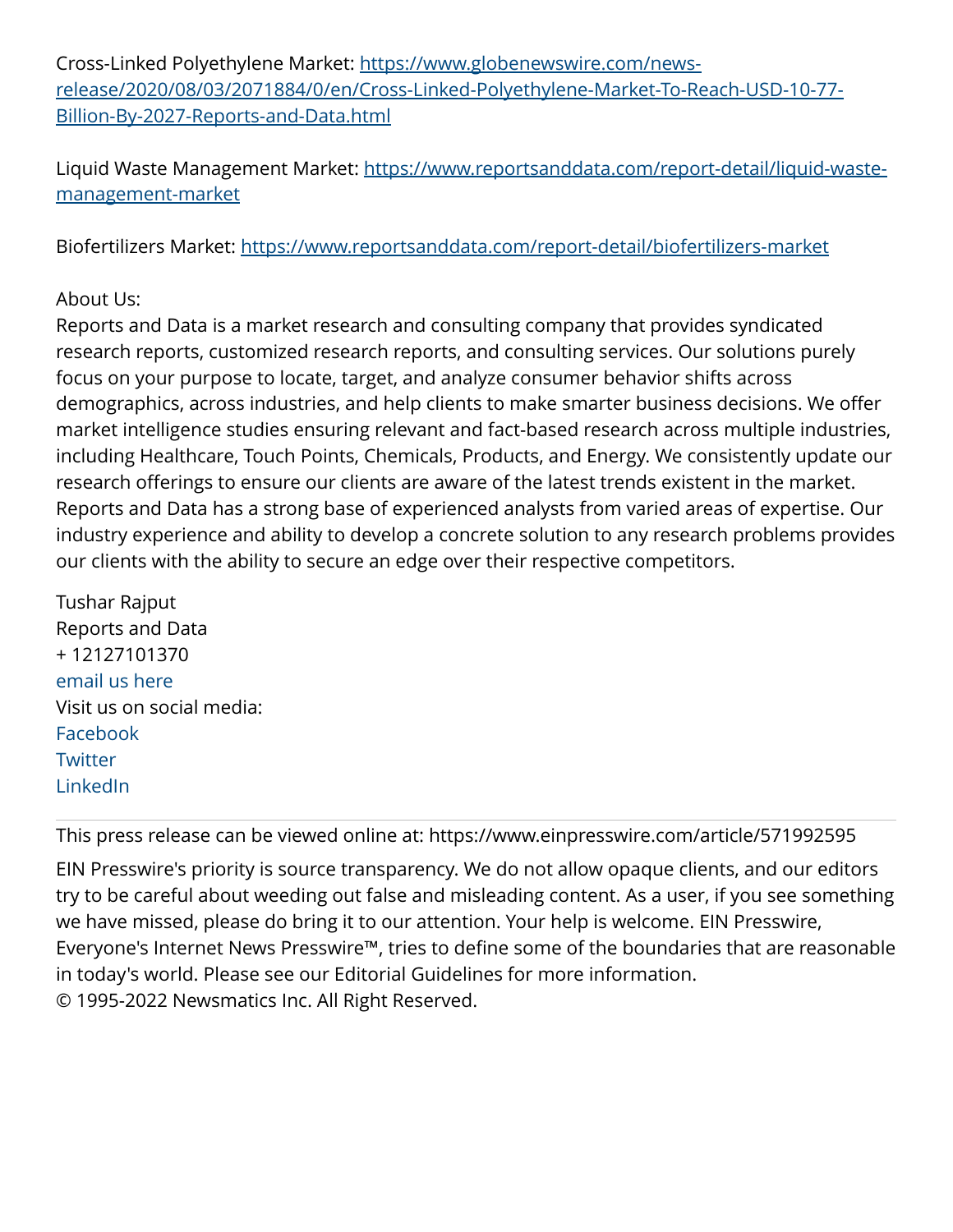Cross-Linked Polyethylene Market: [https://www.globenewswire.com/news-release/2020/08/03/2071884/0/en/Cross-Linked-Polyethylene-Market-To-Reach-USD-10-77-Billion-By-2027-Reports-and-Data.html](https://www.globenewswire.com/news-release/2020/08/03/2071884/0/en/Cross-Linked-Polyethylene-Market-To-Reach-USD-10-77-Billion-By-2027-Reports-and-Data.html)

Liquid Waste Management Market: [https://www.reportsanddata.com/report-detail/liquid-waste-management-market](https://www.reportsanddata.com/report-detail/liquid-waste-management-market)

Biofertilizers Market: [https://www.reportsanddata.com/report-detail/biofertilizers-market](https://www.reportsanddata.com/report-detail/biofertilizers-market)

About Us:
Reports and Data is a market research and consulting company that provides syndicated research reports, customized research reports, and consulting services. Our solutions purely focus on your purpose to locate, target, and analyze consumer behavior shifts across demographics, across industries, and help clients to make smarter business decisions. We offer market intelligence studies ensuring relevant and fact-based research across multiple industries, including Healthcare, Touch Points, Chemicals, Products, and Energy. We consistently update our research offerings to ensure our clients are aware of the latest trends existent in the market. Reports and Data has a strong base of experienced analysts from varied areas of expertise. Our industry experience and ability to develop a concrete solution to any research problems provides our clients with the ability to secure an edge over their respective competitors.

Tushar Rajput
Reports and Data
+ 12127101370
email us here
Visit us on social media:
Facebook
Twitter
LinkedIn

---

This press release can be viewed online at: https://www.einpresswire.com/article/571992595

EIN Presswire's priority is source transparency. We do not allow opaque clients, and our editors try to be careful about weeding out false and misleading content. As a user, if you see something we have missed, please do bring it to our attention. Your help is welcome. EIN Presswire, Everyone's Internet News Presswire™, tries to define some of the boundaries that are reasonable in today's world. Please see our Editorial Guidelines for more information.
© 1995-2022 Newsmatics Inc. All Right Reserved.